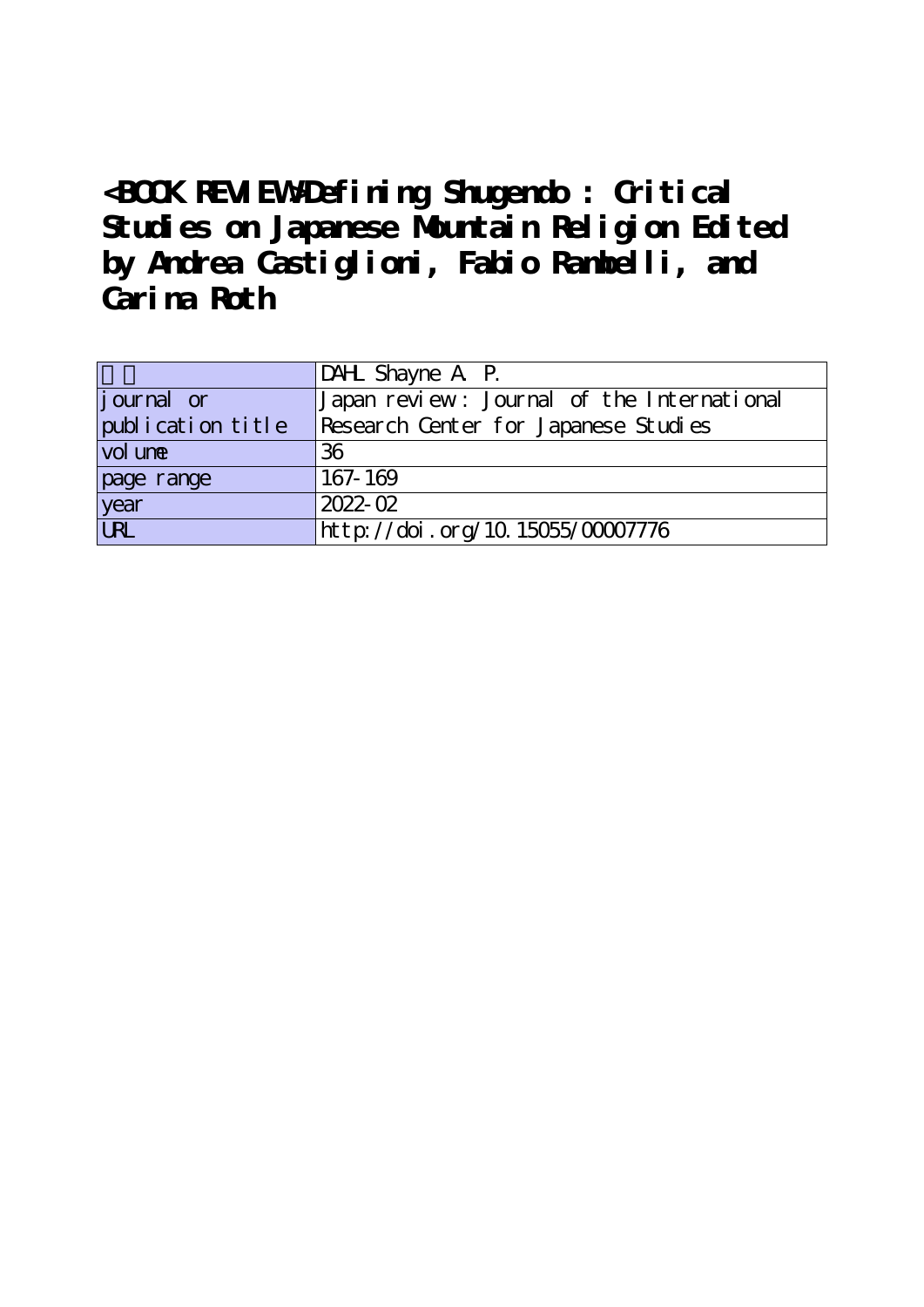# <BOOK REVIEW>Defining Shugendo : Critical Studies on Japanese Mountain Religion Edited by Andrea Castiglioni, Fabio Rambelli, and Carina Roth

| 著者 | DAHL Shayne A. P. |
| --- | --- |
| journal or publication title | Japan review : Journal of the International Research Center for Japanese Studies |
| volume | 36 |
| page range | 167-169 |
| year | 2022-02 |
| URL | http://doi.org/10.15055/00007776 |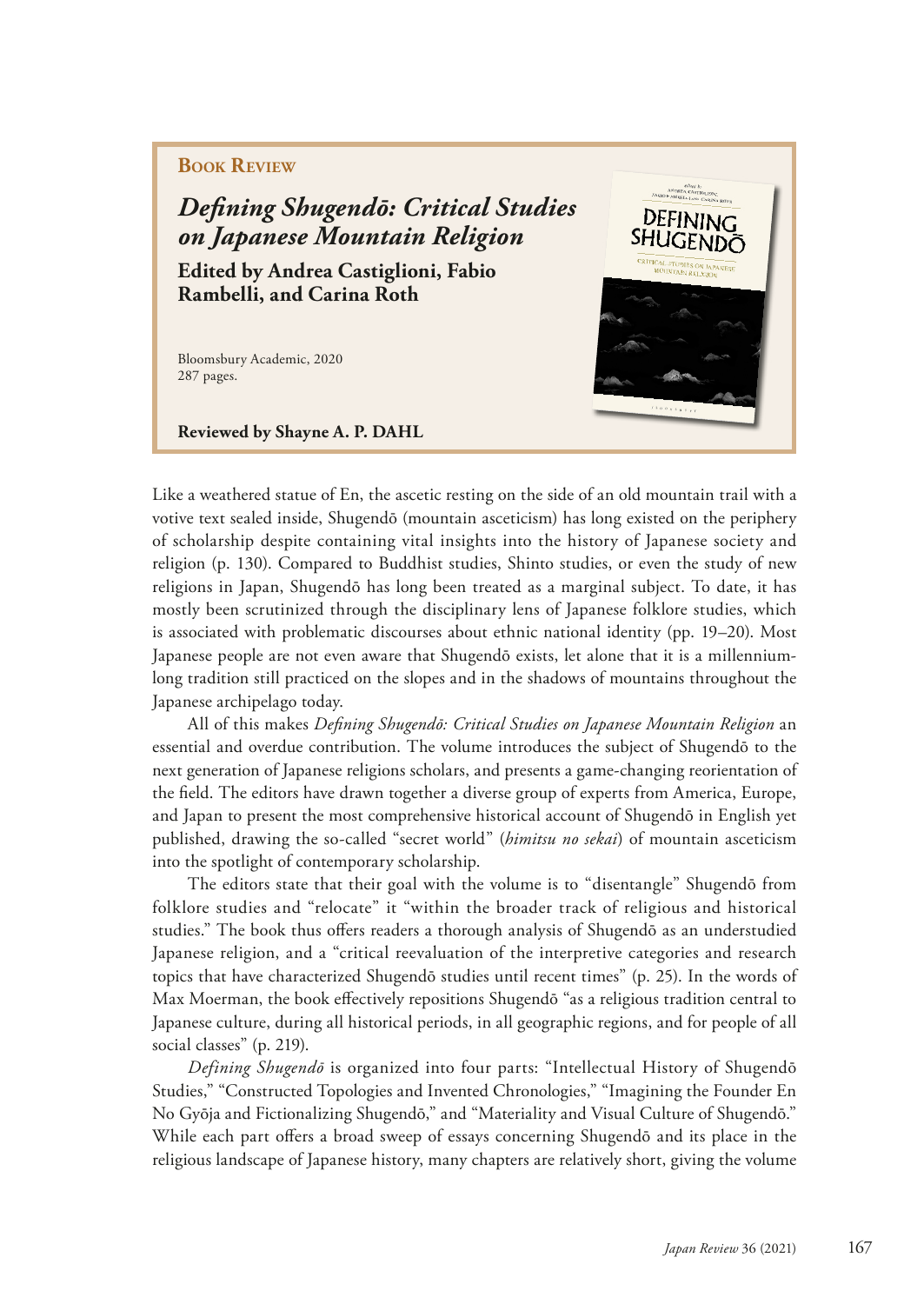**Book Review**

# *Defining Shugendō: Critical Studies on Japanese Mountain Religion*

**Edited by Andrea Castiglioni, Fabio Rambelli, and Carina Roth**

Bloomsbury Academic, 2020
287 pages.

**Reviewed by Shayne A. P. DAHL**

Like a weathered statue of En, the ascetic resting on the side of an old mountain trail with a votive text sealed inside, Shugendō (mountain asceticism) has long existed on the periphery of scholarship despite containing vital insights into the history of Japanese society and religion (p. 130). Compared to Buddhist studies, Shinto studies, or even the study of new religions in Japan, Shugendō has long been treated as a marginal subject. To date, it has mostly been scrutinized through the disciplinary lens of Japanese folklore studies, which is associated with problematic discourses about ethnic national identity (pp. 19–20). Most Japanese people are not even aware that Shugendō exists, let alone that it is a millennium-long tradition still practiced on the slopes and in the shadows of mountains throughout the Japanese archipelago today.

All of this makes *Defining Shugendō: Critical Studies on Japanese Mountain Religion* an essential and overdue contribution. The volume introduces the subject of Shugendō to the next generation of Japanese religions scholars, and presents a game-changing reorientation of the field. The editors have drawn together a diverse group of experts from America, Europe, and Japan to present the most comprehensive historical account of Shugendō in English yet published, drawing the so-called "secret world" (*himitsu no sekai*) of mountain asceticism into the spotlight of contemporary scholarship.

The editors state that their goal with the volume is to "disentangle" Shugendō from folklore studies and "relocate" it "within the broader track of religious and historical studies." The book thus offers readers a thorough analysis of Shugendō as an understudied Japanese religion, and a "critical reevaluation of the interpretive categories and research topics that have characterized Shugendō studies until recent times" (p. 25). In the words of Max Moerman, the book effectively repositions Shugendō "as a religious tradition central to Japanese culture, during all historical periods, in all geographic regions, and for people of all social classes" (p. 219).

*Defining Shugendō* is organized into four parts: "Intellectual History of Shugendō Studies," "Constructed Topologies and Invented Chronologies," "Imagining the Founder En No Gyōja and Fictionalizing Shugendō," and "Materiality and Visual Culture of Shugendō." While each part offers a broad sweep of essays concerning Shugendō and its place in the religious landscape of Japanese history, many chapters are relatively short, giving the volume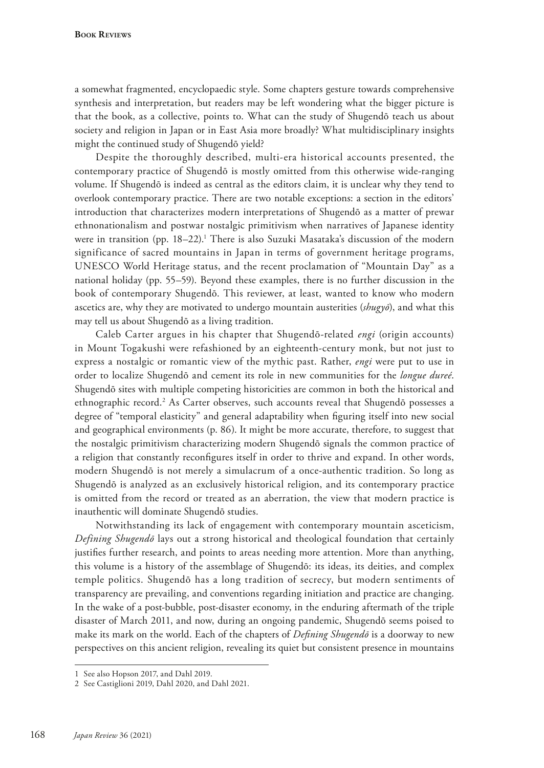a somewhat fragmented, encyclopaedic style. Some chapters gesture towards comprehensive synthesis and interpretation, but readers may be left wondering what the bigger picture is that the book, as a collective, points to. What can the study of Shugendō teach us about society and religion in Japan or in East Asia more broadly? What multidisciplinary insights might the continued study of Shugendō yield?

Despite the thoroughly described, multi-era historical accounts presented, the contemporary practice of Shugendō is mostly omitted from this otherwise wide-ranging volume. If Shugendō is indeed as central as the editors claim, it is unclear why they tend to overlook contemporary practice. There are two notable exceptions: a section in the editors' introduction that characterizes modern interpretations of Shugendō as a matter of prewar ethnonationalism and postwar nostalgic primitivism when narratives of Japanese identity were in transition (pp. 18–22).[1] There is also Suzuki Masataka's discussion of the modern significance of sacred mountains in Japan in terms of government heritage programs, UNESCO World Heritage status, and the recent proclamation of "Mountain Day" as a national holiday (pp. 55–59). Beyond these examples, there is no further discussion in the book of contemporary Shugendō. This reviewer, at least, wanted to know who modern ascetics are, why they are motivated to undergo mountain austerities (*shugyō*), and what this may tell us about Shugendō as a living tradition.

Caleb Carter argues in his chapter that Shugendō-related *engi* (origin accounts) in Mount Togakushi were refashioned by an eighteenth-century monk, but not just to express a nostalgic or romantic view of the mythic past. Rather, *engi* were put to use in order to localize Shugendō and cement its role in new communities for the *longue dureé*. Shugendō sites with multiple competing historicities are common in both the historical and ethnographic record.[2] As Carter observes, such accounts reveal that Shugendō possesses a degree of "temporal elasticity" and general adaptability when figuring itself into new social and geographical environments (p. 86). It might be more accurate, therefore, to suggest that the nostalgic primitivism characterizing modern Shugendō signals the common practice of a religion that constantly reconfigures itself in order to thrive and expand. In other words, modern Shugendō is not merely a simulacrum of a once-authentic tradition. So long as Shugendō is analyzed as an exclusively historical religion, and its contemporary practice is omitted from the record or treated as an aberration, the view that modern practice is inauthentic will dominate Shugendō studies.

Notwithstanding its lack of engagement with contemporary mountain asceticism, *Defining Shugendō* lays out a strong historical and theological foundation that certainly justifies further research, and points to areas needing more attention. More than anything, this volume is a history of the assemblage of Shugendō: its ideas, its deities, and complex temple politics. Shugendō has a long tradition of secrecy, but modern sentiments of transparency are prevailing, and conventions regarding initiation and practice are changing. In the wake of a post-bubble, post-disaster economy, in the enduring aftermath of the triple disaster of March 2011, and now, during an ongoing pandemic, Shugendō seems poised to make its mark on the world. Each of the chapters of *Defining Shugendō* is a doorway to new perspectives on this ancient religion, revealing its quiet but consistent presence in mountains

---

1 See also Hopson 2017, and Dahl 2019.

2 See Castiglioni 2019, Dahl 2020, and Dahl 2021.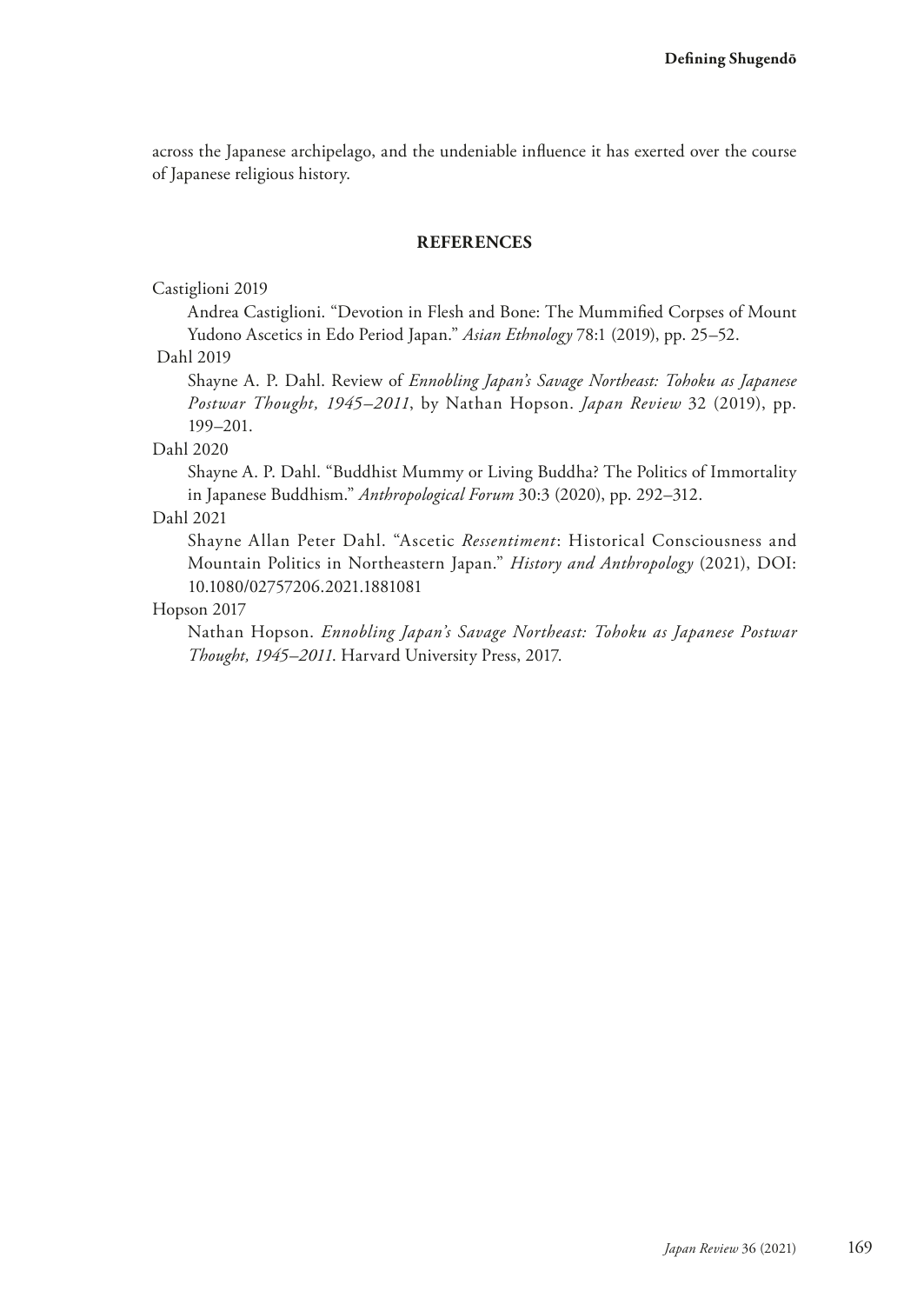across the Japanese archipelago, and the undeniable influence it has exerted over the course of Japanese religious history.

## REFERENCES

Castiglioni 2019

Andrea Castiglioni. "Devotion in Flesh and Bone: The Mummified Corpses of Mount Yudono Ascetics in Edo Period Japan." *Asian Ethnology* 78:1 (2019), pp. 25–52.

Dahl 2019

Shayne A. P. Dahl. Review of *Ennobling Japan's Savage Northeast: Tohoku as Japanese Postwar Thought, 1945–2011*, by Nathan Hopson. *Japan Review* 32 (2019), pp. 199–201.

Dahl 2020

Shayne A. P. Dahl. "Buddhist Mummy or Living Buddha? The Politics of Immortality in Japanese Buddhism." *Anthropological Forum* 30:3 (2020), pp. 292–312.

Dahl 2021

Shayne Allan Peter Dahl. "Ascetic *Ressentiment*: Historical Consciousness and Mountain Politics in Northeastern Japan." *History and Anthropology* (2021), DOI: 10.1080/02757206.2021.1881081

Hopson 2017

Nathan Hopson. *Ennobling Japan's Savage Northeast: Tohoku as Japanese Postwar Thought, 1945–2011*. Harvard University Press, 2017.